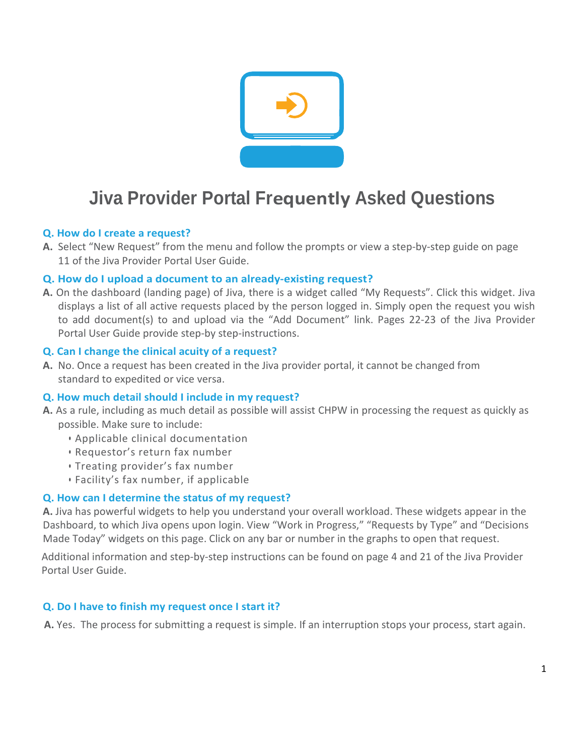# Jiva Provider Portal Frequently Asked Questions

### Q. How do I create a request?

**A.** Select "New Request" from the menu and follow the prompts or view a step-by-step guide on page 11 of the Jiva Provider Portal User Guide.

### Q. How do I upload a document to an already-existing request?

**A.** On the dashboard (landing page) of Jiva, there is a widget called "My Requests". Click this widget. Jiva displays a list of all active requests placed by the person logged in. Simply open the request you wish to add document(s) to and upload via the "Add Document" link. Pages 22-23 of the Jiva Provider Portal User Guide provide step-by step-instructions.

### Q. Can I change the clinical acuity of a request?

**A.** No. Once a request has been created in the Jiva provider portal, it cannot be changed from standard to expedited or vice versa.

### Q. How much detail should I include in my request?

**A.** As a rule, including as much detail as possible will assist CHPW in processing the request as quickly as possible. Make sure to include:

- Applicable clinical documentation
- Requestor's return fax number
- Treating provider's fax number
- Facility's fax number, if applicable

### Q. How can I determine the status of my request?

**A.** Jiva has powerful widgets to help you understand your overall workload. These widgets appear in the Dashboard, to which Jiva opens upon login. View "Work in Progress," "Requests by Type" and "Decisions Made Today" widgets on this page. Click on any bar or number in the graphs to open that request.

Additional information and step-by-step instructions can be found on page 4 and 21 of the Jiva Provider Portal User Guide.

### Q. Do I have to finish my request once I start it?

**A.** Yes. The process for submitting a request is simple. If an interruption stops your process, start again.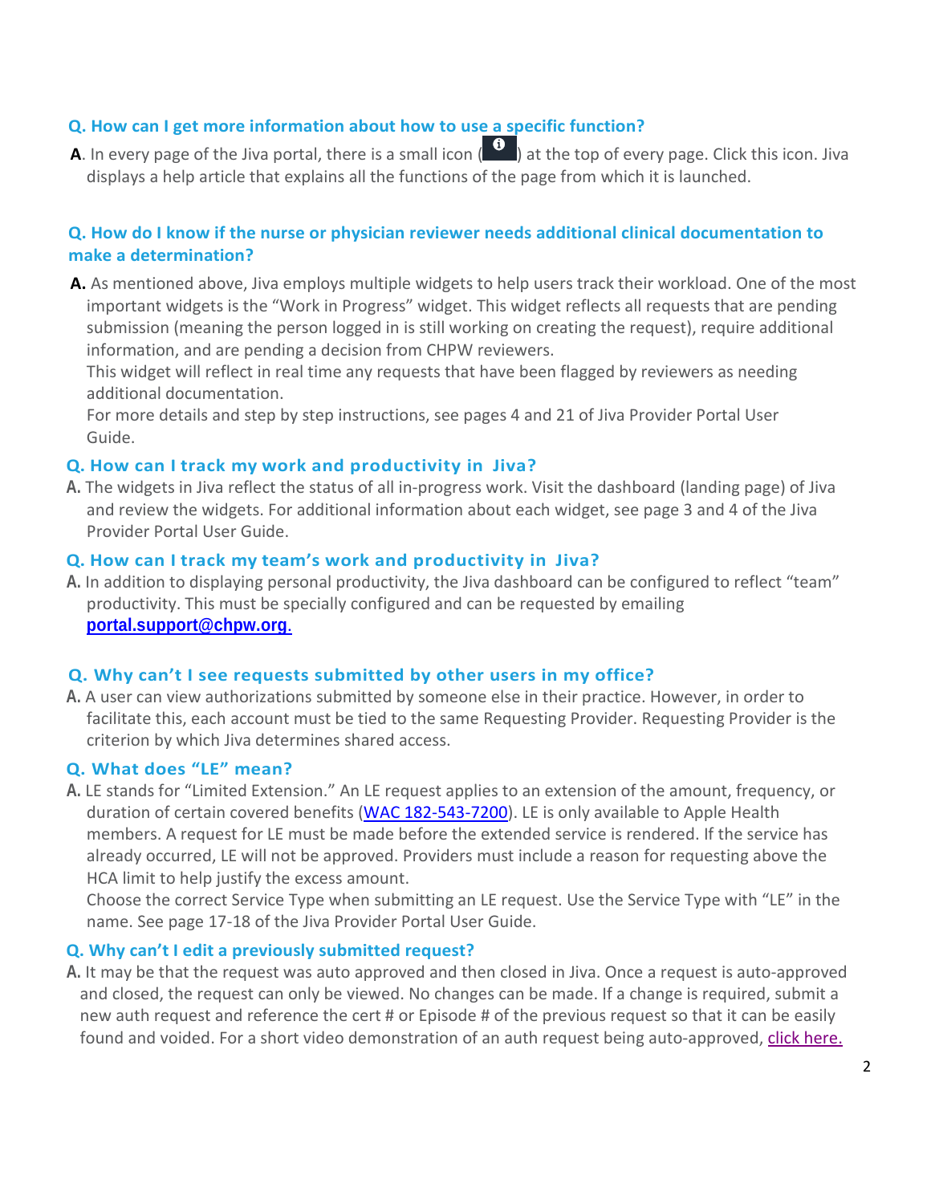### Q. How can I get more information about how to use a specific function?

**A**. In every page of the Jiva portal, there is a small icon (ℹ) at the top of every page. Click this icon. Jiva displays a help article that explains all the functions of the page from which it is launched.

### Q. How do I know if the nurse or physician reviewer needs additional clinical documentation to make a determination?

**A.** As mentioned above, Jiva employs multiple widgets to help users track their workload. One of the most important widgets is the "Work in Progress" widget. This widget reflects all requests that are pending submission (meaning the person logged in is still working on creating the request), require additional information, and are pending a decision from CHPW reviewers.

This widget will reflect in real time any requests that have been flagged by reviewers as needing additional documentation.

For more details and step by step instructions, see pages 4 and 21 of Jiva Provider Portal User Guide.

### Q. How can I track my work and productivity in Jiva?

**A.** The widgets in Jiva reflect the status of all in-progress work. Visit the dashboard (landing page) of Jiva and review the widgets. For additional information about each widget, see page 3 and 4 of the Jiva Provider Portal User Guide.

### Q. How can I track my team's work and productivity in Jiva?

**A.** In addition to displaying personal productivity, the Jiva dashboard can be configured to reflect "team" productivity. This must be specially configured and can be requested by emailing **portal.support@chpw.org**.

### Q. Why can't I see requests submitted by other users in my office?

**A.** A user can view authorizations submitted by someone else in their practice. However, in order to facilitate this, each account must be tied to the same Requesting Provider. Requesting Provider is the criterion by which Jiva determines shared access.

### Q. What does "LE" mean?

**A.** LE stands for "Limited Extension." An LE request applies to an extension of the amount, frequency, or duration of certain covered benefits (WAC 182-543-7200). LE is only available to Apple Health members. A request for LE must be made before the extended service is rendered. If the service has already occurred, LE will not be approved. Providers must include a reason for requesting above the HCA limit to help justify the excess amount.

Choose the correct Service Type when submitting an LE request. Use the Service Type with "LE" in the name. See page 17-18 of the Jiva Provider Portal User Guide.

### Q. Why can't I edit a previously submitted request?

**A.** It may be that the request was auto approved and then closed in Jiva. Once a request is auto-approved and closed, the request can only be viewed. No changes can be made. If a change is required, submit a new auth request and reference the cert # or Episode # of the previous request so that it can be easily found and voided. For a short video demonstration of an auth request being auto-approved, click here.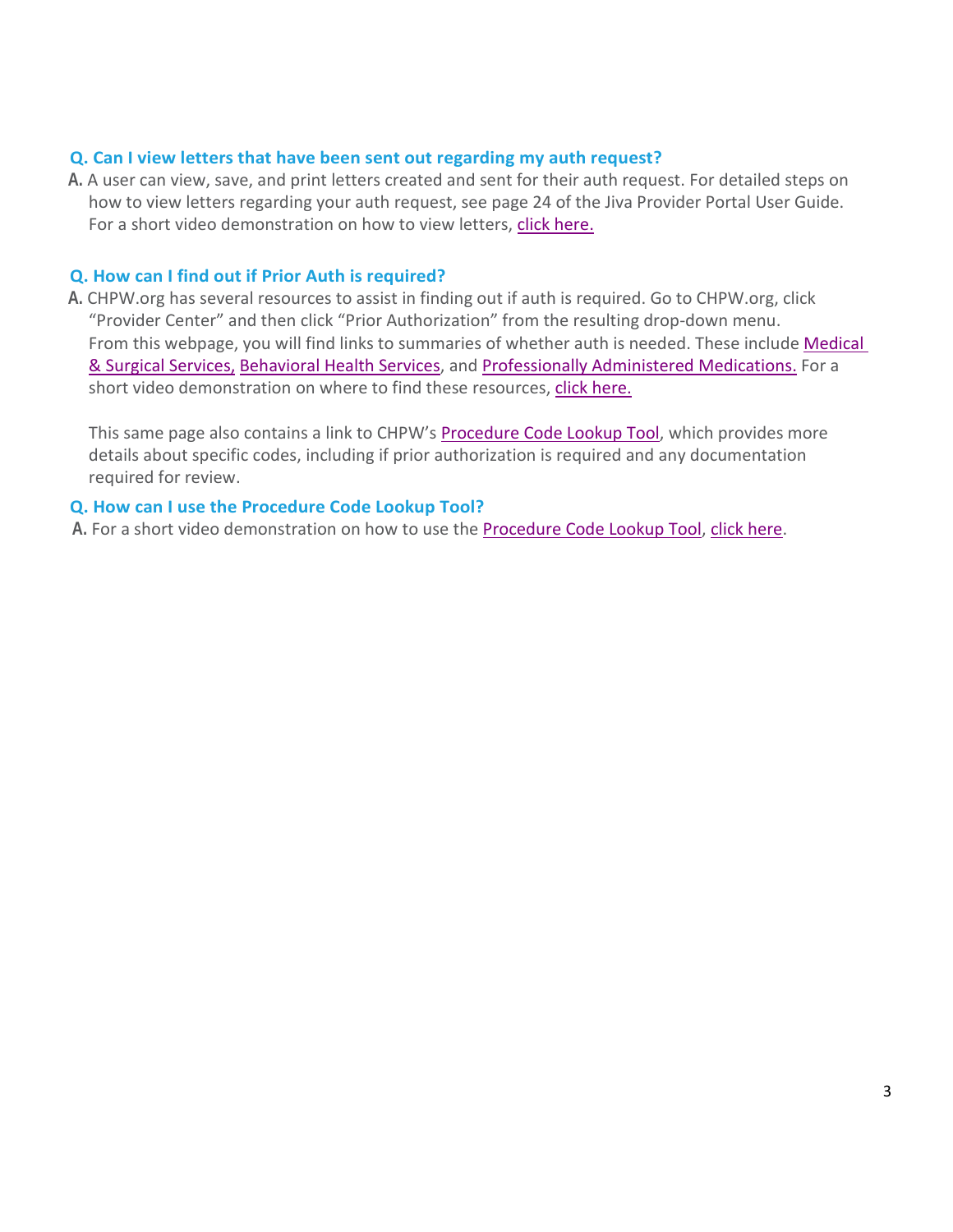**Q. Can I view letters that have been sent out regarding my auth request?**

**A.** A user can view, save, and print letters created and sent for their auth request. For detailed steps on how to view letters regarding your auth request, see page 24 of the Jiva Provider Portal User Guide. For a short video demonstration on how to view letters, click here.

**Q. How can I find out if Prior Auth is required?**

**A.** CHPW.org has several resources to assist in finding out if auth is required. Go to CHPW.org, click "Provider Center" and then click "Prior Authorization" from the resulting drop-down menu. From this webpage, you will find links to summaries of whether auth is needed. These include Medical & Surgical Services, Behavioral Health Services, and Professionally Administered Medications. For a short video demonstration on where to find these resources, click here.

This same page also contains a link to CHPW's Procedure Code Lookup Tool, which provides more details about specific codes, including if prior authorization is required and any documentation required for review.

**Q. How can I use the Procedure Code Lookup Tool?**

**A.** For a short video demonstration on how to use the Procedure Code Lookup Tool, click here.